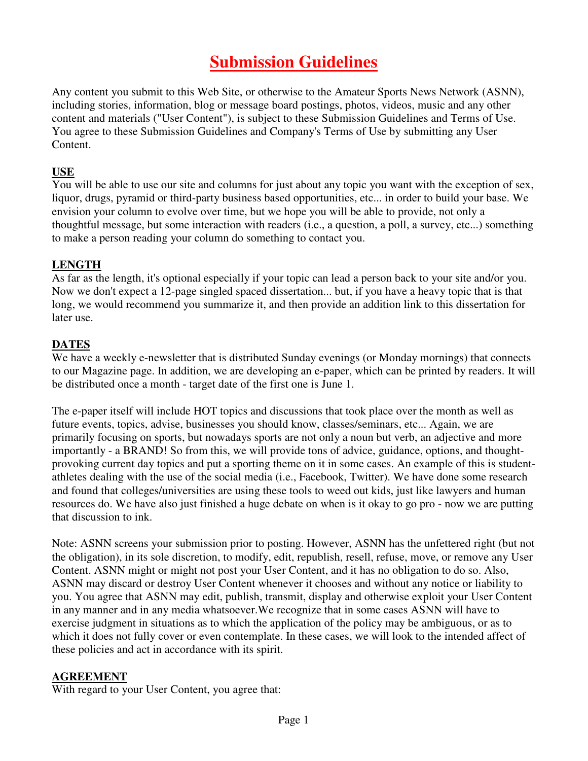# Submission Guidelines

Any content you submit to this Web Site, or otherwise to the Amateur Sports News Network (ASNN), including stories, information, blog or message board postings, photos, videos, music and any other content and materials ("User Content"), is subject to these Submission Guidelines and Terms of Use. You agree to these Submission Guidelines and Company's Terms of Use by submitting any User Content.

**USE**

You will be able to use our site and columns for just about any topic you want with the exception of sex, liquor, drugs, pyramid or third-party business based opportunities, etc... in order to build your base. We envision your column to evolve over time, but we hope you will be able to provide, not only a thoughtful message, but some interaction with readers (i.e., a question, a poll, a survey, etc...) something to make a person reading your column do something to contact you.

**LENGTH**

As far as the length, it's optional especially if your topic can lead a person back to your site and/or you. Now we don't expect a 12-page singled spaced dissertation... but, if you have a heavy topic that is that long, we would recommend you summarize it, and then provide an addition link to this dissertation for later use.

**DATES**

We have a weekly e-newsletter that is distributed Sunday evenings (or Monday mornings) that connects to our Magazine page. In addition, we are developing an e-paper, which can be printed by readers. It will be distributed once a month - target date of the first one is June 1.

The e-paper itself will include HOT topics and discussions that took place over the month as well as future events, topics, advise, businesses you should know, classes/seminars, etc... Again, we are primarily focusing on sports, but nowadays sports are not only a noun but verb, an adjective and more importantly - a BRAND! So from this, we will provide tons of advice, guidance, options, and thought-provoking current day topics and put a sporting theme on it in some cases. An example of this is student-athletes dealing with the use of the social media (i.e., Facebook, Twitter). We have done some research and found that colleges/universities are using these tools to weed out kids, just like lawyers and human resources do. We have also just finished a huge debate on when is it okay to go pro - now we are putting that discussion to ink.

Note: ASNN screens your submission prior to posting. However, ASNN has the unfettered right (but not the obligation), in its sole discretion, to modify, edit, republish, resell, refuse, move, or remove any User Content. ASNN might or might not post your User Content, and it has no obligation to do so. Also, ASNN may discard or destroy User Content whenever it chooses and without any notice or liability to you. You agree that ASNN may edit, publish, transmit, display and otherwise exploit your User Content in any manner and in any media whatsoever.We recognize that in some cases ASNN will have to exercise judgment in situations as to which the application of the policy may be ambiguous, or as to which it does not fully cover or even contemplate. In these cases, we will look to the intended affect of these policies and act in accordance with its spirit.

**AGREEMENT**

With regard to your User Content, you agree that: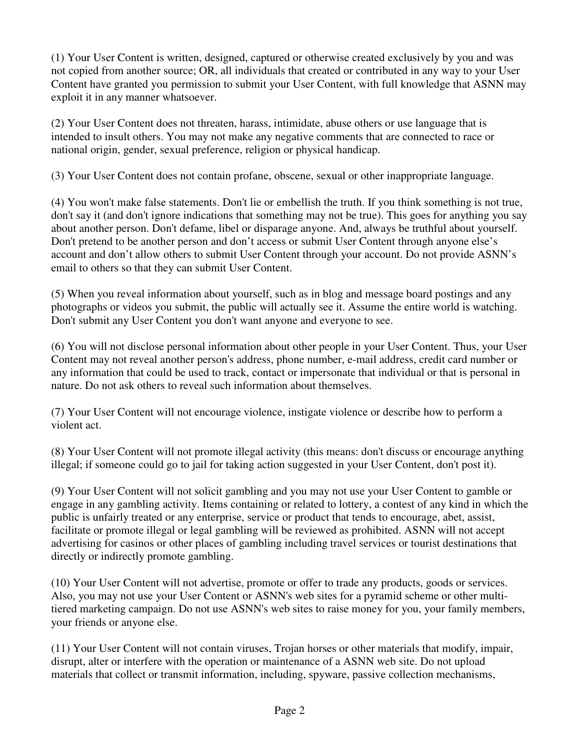(1) Your User Content is written, designed, captured or otherwise created exclusively by you and was not copied from another source; OR, all individuals that created or contributed in any way to your User Content have granted you permission to submit your User Content, with full knowledge that ASNN may exploit it in any manner whatsoever.

(2) Your User Content does not threaten, harass, intimidate, abuse others or use language that is intended to insult others. You may not make any negative comments that are connected to race or national origin, gender, sexual preference, religion or physical handicap.

(3) Your User Content does not contain profane, obscene, sexual or other inappropriate language.

(4) You won't make false statements. Don't lie or embellish the truth. If you think something is not true, don't say it (and don't ignore indications that something may not be true). This goes for anything you say about another person. Don't defame, libel or disparage anyone. And, always be truthful about yourself. Don't pretend to be another person and don't access or submit User Content through anyone else's account and don't allow others to submit User Content through your account. Do not provide ASNN's email to others so that they can submit User Content.

(5) When you reveal information about yourself, such as in blog and message board postings and any photographs or videos you submit, the public will actually see it. Assume the entire world is watching. Don't submit any User Content you don't want anyone and everyone to see.

(6) You will not disclose personal information about other people in your User Content. Thus, your User Content may not reveal another person's address, phone number, e-mail address, credit card number or any information that could be used to track, contact or impersonate that individual or that is personal in nature. Do not ask others to reveal such information about themselves.

(7) Your User Content will not encourage violence, instigate violence or describe how to perform a violent act.

(8) Your User Content will not promote illegal activity (this means: don't discuss or encourage anything illegal; if someone could go to jail for taking action suggested in your User Content, don't post it).

(9) Your User Content will not solicit gambling and you may not use your User Content to gamble or engage in any gambling activity. Items containing or related to lottery, a contest of any kind in which the public is unfairly treated or any enterprise, service or product that tends to encourage, abet, assist, facilitate or promote illegal or legal gambling will be reviewed as prohibited. ASNN will not accept advertising for casinos or other places of gambling including travel services or tourist destinations that directly or indirectly promote gambling.

(10) Your User Content will not advertise, promote or offer to trade any products, goods or services. Also, you may not use your User Content or ASNN's web sites for a pyramid scheme or other multi-tiered marketing campaign. Do not use ASNN's web sites to raise money for you, your family members, your friends or anyone else.

(11) Your User Content will not contain viruses, Trojan horses or other materials that modify, impair, disrupt, alter or interfere with the operation or maintenance of a ASNN web site. Do not upload materials that collect or transmit information, including, spyware, passive collection mechanisms,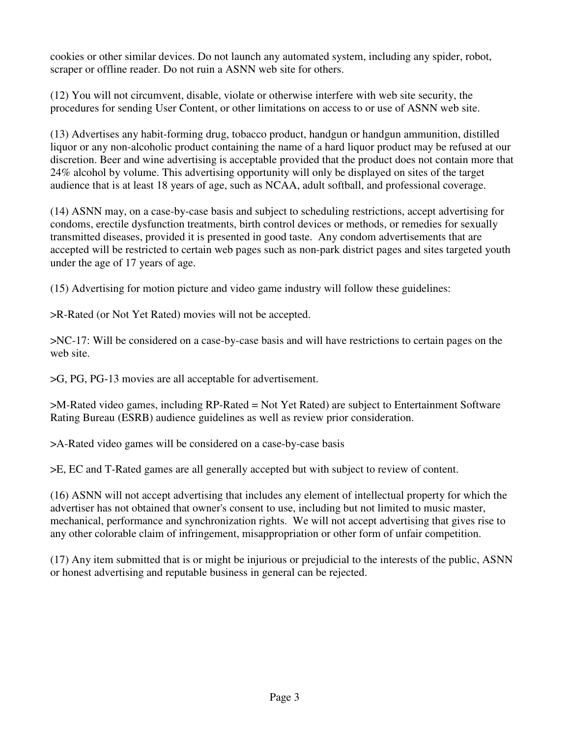cookies or other similar devices. Do not launch any automated system, including any spider, robot, scraper or offline reader. Do not ruin a ASNN web site for others.

(12) You will not circumvent, disable, violate or otherwise interfere with web site security, the procedures for sending User Content, or other limitations on access to or use of ASNN web site.

(13) Advertises any habit-forming drug, tobacco product, handgun or handgun ammunition, distilled liquor or any non-alcoholic product containing the name of a hard liquor product may be refused at our discretion. Beer and wine advertising is acceptable provided that the product does not contain more that 24% alcohol by volume. This advertising opportunity will only be displayed on sites of the target audience that is at least 18 years of age, such as NCAA, adult softball, and professional coverage.

(14) ASNN may, on a case-by-case basis and subject to scheduling restrictions, accept advertising for condoms, erectile dysfunction treatments, birth control devices or methods, or remedies for sexually transmitted diseases, provided it is presented in good taste. Any condom advertisements that are accepted will be restricted to certain web pages such as non-park district pages and sites targeted youth under the age of 17 years of age.

(15) Advertising for motion picture and video game industry will follow these guidelines:

>R-Rated (or Not Yet Rated) movies will not be accepted.

>NC-17: Will be considered on a case-by-case basis and will have restrictions to certain pages on the web site.

>G, PG, PG-13 movies are all acceptable for advertisement.

>M-Rated video games, including RP-Rated = Not Yet Rated) are subject to Entertainment Software Rating Bureau (ESRB) audience guidelines as well as review prior consideration.

>A-Rated video games will be considered on a case-by-case basis

>E, EC and T-Rated games are all generally accepted but with subject to review of content.

(16) ASNN will not accept advertising that includes any element of intellectual property for which the advertiser has not obtained that owner's consent to use, including but not limited to music master, mechanical, performance and synchronization rights. We will not accept advertising that gives rise to any other colorable claim of infringement, misappropriation or other form of unfair competition.

(17) Any item submitted that is or might be injurious or prejudicial to the interests of the public, ASNN or honest advertising and reputable business in general can be rejected.